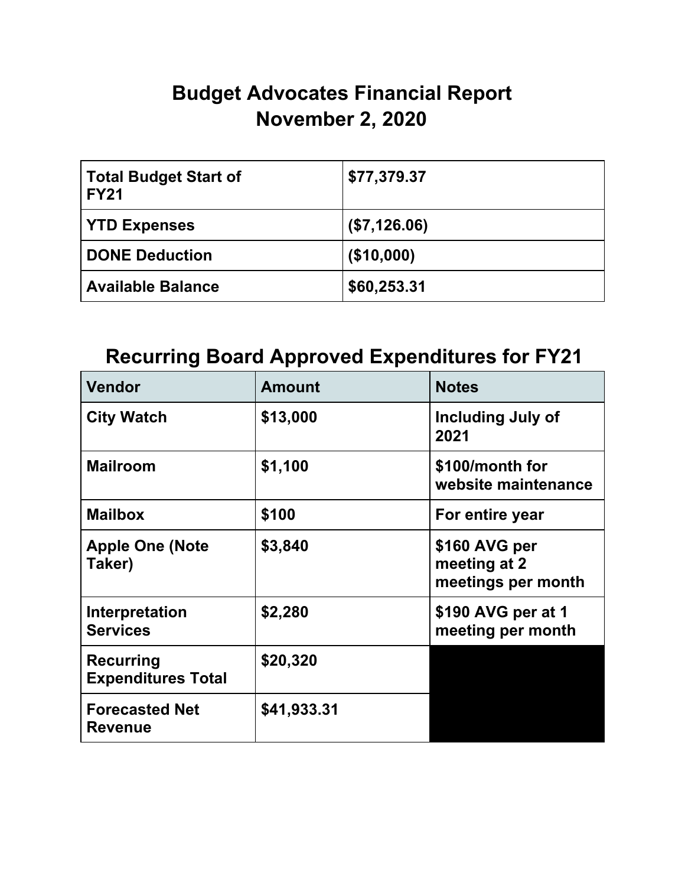# Budget Advocates Financial Report
# November 2, 2020

| **Total Budget Start of FY21** | **$77,379.37** |
|---|---|
| **YTD Expenses** | **($7,126.06)** |
| **DONE Deduction** | **($10,000)** |
| **Available Balance** | **$60,253.31** |

## Recurring Board Approved Expenditures for FY21

| Vendor | Amount | Notes |
|---|---|---|
| **City Watch** | **$13,000** | **Including July of 2021** |
| **Mailroom** | **$1,100** | **$100/month for website maintenance** |
| **Mailbox** | **$100** | **For entire year** |
| **Apple One (Note Taker)** | **$3,840** | **$160 AVG per meeting at 2 meetings per month** |
| **Interpretation Services** | **$2,280** | **$190 AVG per at 1 meeting per month** |
| **Recurring Expenditures Total** | **$20,320** | |
| **Forecasted Net Revenue** | **$41,933.31** | |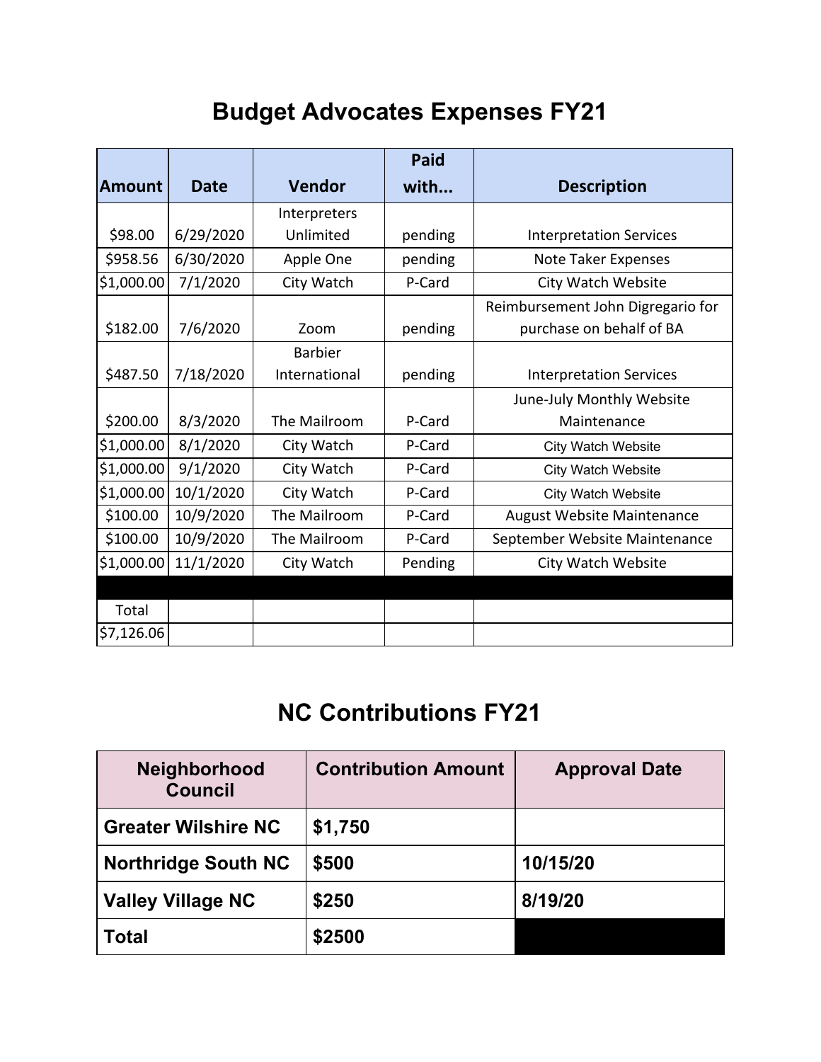# Budget Advocates Expenses FY21

| Amount | Date | Vendor | Paid with... | Description |
|---|---|---|---|---|
| $98.00 | 6/29/2020 | Interpreters Unlimited | pending | Interpretation Services |
| $958.56 | 6/30/2020 | Apple One | pending | Note Taker Expenses |
| $1,000.00 | 7/1/2020 | City Watch | P-Card | City Watch Website |
| $182.00 | 7/6/2020 | Zoom | pending | Reimbursement John Digregario for purchase on behalf of BA |
| $487.50 | 7/18/2020 | Barbier International | pending | Interpretation Services |
| $200.00 | 8/3/2020 | The Mailroom | P-Card | June-July Monthly Website Maintenance |
| $1,000.00 | 8/1/2020 | City Watch | P-Card | City Watch Website |
| $1,000.00 | 9/1/2020 | City Watch | P-Card | City Watch Website |
| $1,000.00 | 10/1/2020 | City Watch | P-Card | City Watch Website |
| $100.00 | 10/9/2020 | The Mailroom | P-Card | August Website Maintenance |
| $100.00 | 10/9/2020 | The Mailroom | P-Card | September Website Maintenance |
| $1,000.00 | 11/1/2020 | City Watch | Pending | City Watch Website |
| | | | | |
| Total | | | | |
| $7,126.06 | | | | |

# NC Contributions FY21

| Neighborhood Council | Contribution Amount | Approval Date |
|---|---|---|
| **Greater Wilshire NC** | **$1,750** | |
| **Northridge South NC** | **$500** | **10/15/20** |
| **Valley Village NC** | **$250** | **8/19/20** |
| **Total** | **$2500** | |